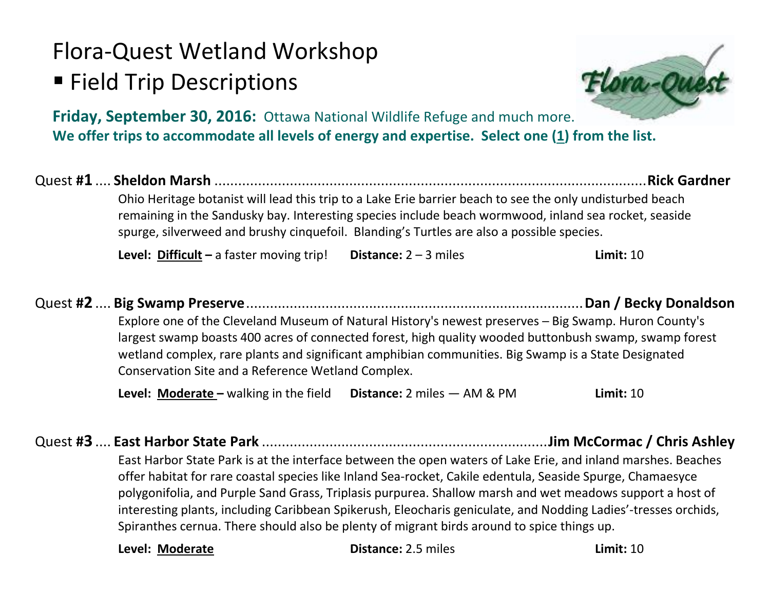# Flora-Quest Wetland Workshop

## ▪ Field Trip Descriptions

**Friday, September 30, 2016:** Ottawa National Wildlife Refuge and much more.

**We offer trips to accommodate all levels of energy and expertise. Select one (1) from the list.**

Quest **#1** .... **Sheldon Marsh** .... **Rick Gardner**

Ohio Heritage botanist will lead this trip to a Lake Erie barrier beach to see the only undisturbed beach remaining in the Sandusky bay. Interesting species include beach wormwood, inland sea rocket, seaside spurge, silverweed and brushy cinquefoil. Blanding's Turtles are also a possible species.

**Level:** **Difficult –** a faster moving trip! **Distance:** 2 – 3 miles **Limit:** 10

Quest **#2** .... **Big Swamp Preserve** .... **Dan / Becky Donaldson**

Explore one of the Cleveland Museum of Natural History's newest preserves – Big Swamp. Huron County's largest swamp boasts 400 acres of connected forest, high quality wooded buttonbush swamp, swamp forest wetland complex, rare plants and significant amphibian communities. Big Swamp is a State Designated Conservation Site and a Reference Wetland Complex.

**Level:** **Moderate –** walking in the field **Distance:** 2 miles — AM & PM **Limit:** 10

Quest **#3** .... **East Harbor State Park** .... **Jim McCormac / Chris Ashley**

East Harbor State Park is at the interface between the open waters of Lake Erie, and inland marshes. Beaches offer habitat for rare coastal species like Inland Sea-rocket, Cakile edentula, Seaside Spurge, Chamaesyce polygonifolia, and Purple Sand Grass, Triplasis purpurea. Shallow marsh and wet meadows support a host of interesting plants, including Caribbean Spikerush, Eleocharis geniculate, and Nodding Ladies'-tresses orchids, Spiranthes cernua. There should also be plenty of migrant birds around to spice things up.

**Level:** **Moderate** **Distance:** 2.5 miles **Limit:** 10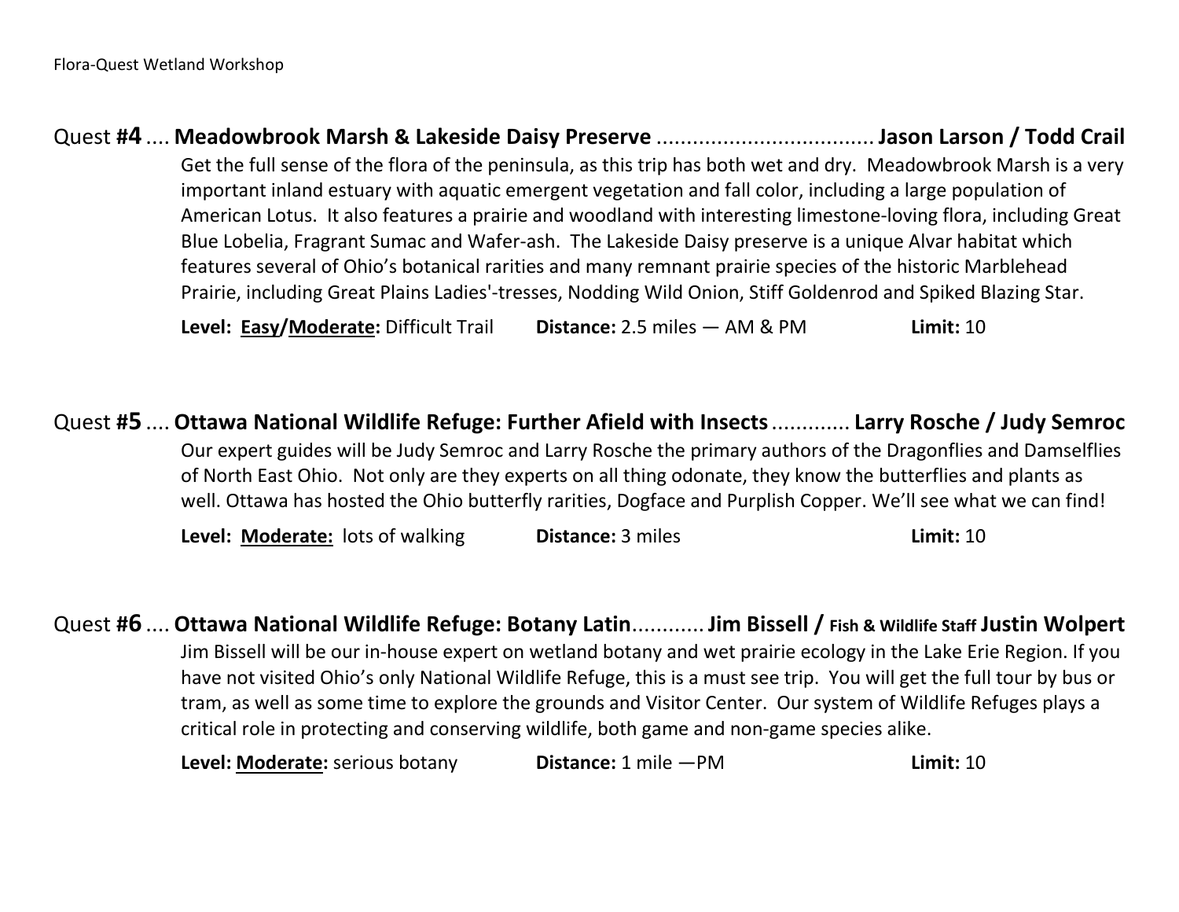## Quest **#4** .... **Meadowbrook Marsh & Lakeside Daisy Preserve** .................................... **Jason Larson / Todd Crail**

Get the full sense of the flora of the peninsula, as this trip has both wet and dry. Meadowbrook Marsh is a very important inland estuary with aquatic emergent vegetation and fall color, including a large population of American Lotus. It also features a prairie and woodland with interesting limestone-loving flora, including Great Blue Lobelia, Fragrant Sumac and Wafer-ash. The Lakeside Daisy preserve is a unique Alvar habitat which features several of Ohio's botanical rarities and many remnant prairie species of the historic Marblehead Prairie, including Great Plains Ladies'-tresses, Nodding Wild Onion, Stiff Goldenrod and Spiked Blazing Star.

**Level: <u>Easy</u>/<u>Moderate</u>:** Difficult Trail **Distance:** 2.5 miles — AM & PM **Limit:** 10

## Quest **#5** .... **Ottawa National Wildlife Refuge: Further Afield with Insects** ............. **Larry Rosche / Judy Semroc**

Our expert guides will be Judy Semroc and Larry Rosche the primary authors of the Dragonflies and Damselflies of North East Ohio. Not only are they experts on all thing odonate, they know the butterflies and plants as well. Ottawa has hosted the Ohio butterfly rarities, Dogface and Purplish Copper. We'll see what we can find!

**Level: <u>Moderate:</u>** lots of walking **Distance:** 3 miles **Limit:** 10

## Quest **#6** .... **Ottawa National Wildlife Refuge: Botany Latin** ............ **Jim Bissell / Fish & Wildlife Staff Justin Wolpert**

Jim Bissell will be our in-house expert on wetland botany and wet prairie ecology in the Lake Erie Region. If you have not visited Ohio's only National Wildlife Refuge, this is a must see trip. You will get the full tour by bus or tram, as well as some time to explore the grounds and Visitor Center. Our system of Wildlife Refuges plays a critical role in protecting and conserving wildlife, both game and non-game species alike.

**Level: <u>Moderate</u>:** serious botany **Distance:** 1 mile —PM **Limit:** 10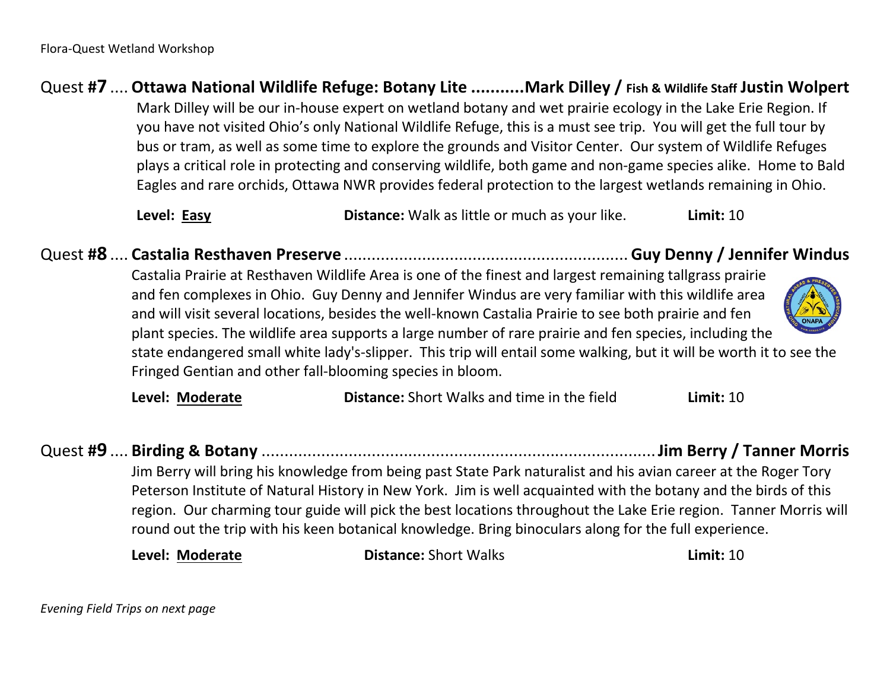## Quest **#7** .... **Ottawa National Wildlife Refuge: Botany Lite ...........Mark Dilley /** Fish & Wildlife Staff **Justin Wolpert**

Mark Dilley will be our in-house expert on wetland botany and wet prairie ecology in the Lake Erie Region. If you have not visited Ohio's only National Wildlife Refuge, this is a must see trip. You will get the full tour by bus or tram, as well as some time to explore the grounds and Visitor Center. Our system of Wildlife Refuges plays a critical role in protecting and conserving wildlife, both game and non-game species alike. Home to Bald Eagles and rare orchids, Ottawa NWR provides federal protection to the largest wetlands remaining in Ohio.

**Level:** **Easy** **Distance:** Walk as little or much as your like. **Limit:** 10

## Quest **#8** .... **Castalia Resthaven Preserve** ............................................................ **Guy Denny / Jennifer Windus**

Castalia Prairie at Resthaven Wildlife Area is one of the finest and largest remaining tallgrass prairie and fen complexes in Ohio. Guy Denny and Jennifer Windus are very familiar with this wildlife area and will visit several locations, besides the well-known Castalia Prairie to see both prairie and fen plant species. The wildlife area supports a large number of rare prairie and fen species, including the state endangered small white lady's-slipper. This trip will entail some walking, but it will be worth it to see the Fringed Gentian and other fall-blooming species in bloom.

**Level:** **Moderate** **Distance:** Short Walks and time in the field **Limit:** 10

## Quest **#9** .... **Birding & Botany** ........................................................................................ **Jim Berry / Tanner Morris**

Jim Berry will bring his knowledge from being past State Park naturalist and his avian career at the Roger Tory Peterson Institute of Natural History in New York. Jim is well acquainted with the botany and the birds of this region. Our charming tour guide will pick the best locations throughout the Lake Erie region. Tanner Morris will round out the trip with his keen botanical knowledge. Bring binoculars along for the full experience.

**Level:** **Moderate** **Distance:** Short Walks **Limit:** 10

*Evening Field Trips on next page*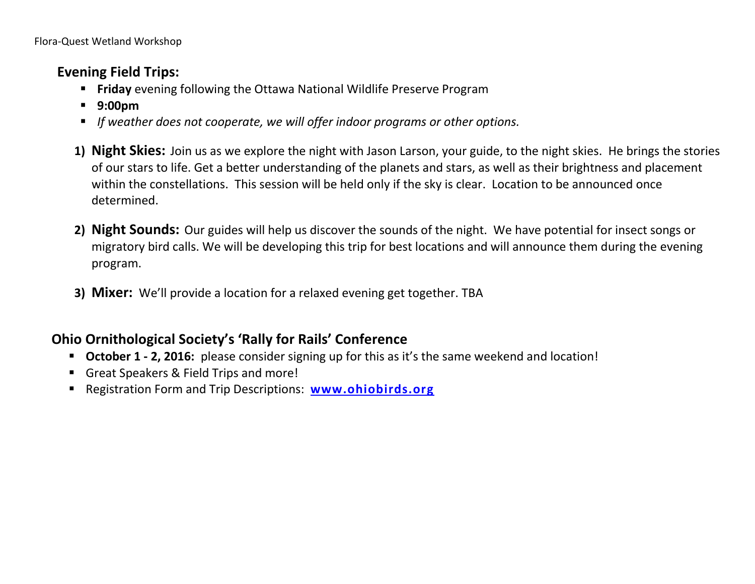## Evening Field Trips:

- **Friday** evening following the Ottawa National Wildlife Preserve Program
- **9:00pm**
- *If weather does not cooperate, we will offer indoor programs or other options.*

1) **Night Skies:** Join us as we explore the night with Jason Larson, your guide, to the night skies. He brings the stories of our stars to life. Get a better understanding of the planets and stars, as well as their brightness and placement within the constellations. This session will be held only if the sky is clear. Location to be announced once determined.

2) **Night Sounds:** Our guides will help us discover the sounds of the night. We have potential for insect songs or migratory bird calls. We will be developing this trip for best locations and will announce them during the evening program.

3) **Mixer:** We'll provide a location for a relaxed evening get together. TBA

## Ohio Ornithological Society's 'Rally for Rails' Conference

- **October 1 - 2, 2016:** please consider signing up for this as it's the same weekend and location!
- Great Speakers & Field Trips and more!
- Registration Form and Trip Descriptions: **www.ohiobirds.org**